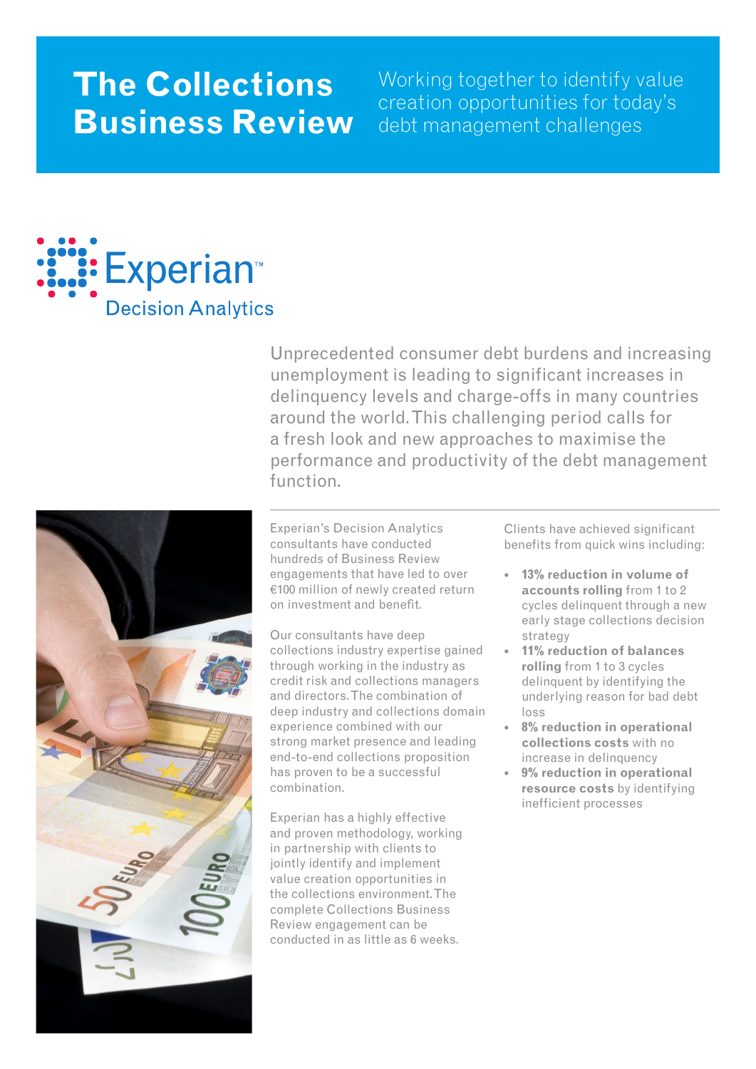# The Collections Business Review

Working together to identify value creation opportunities for today's debt management challenges

Experian™
Decision Analytics

Unprecedented consumer debt burdens and increasing unemployment is leading to significant increases in delinquency levels and charge-offs in many countries around the world. This challenging period calls for a fresh look and new approaches to maximise the performance and productivity of the debt management function.

Experian's Decision Analytics consultants have conducted hundreds of Business Review engagements that have led to over €100 million of newly created return on investment and benefit.

Our consultants have deep collections industry expertise gained through working in the industry as credit risk and collections managers and directors. The combination of deep industry and collections domain experience combined with our strong market presence and leading end-to-end collections proposition has proven to be a successful combination.

Experian has a highly effective and proven methodology, working in partnership with clients to jointly identify and implement value creation opportunities in the collections environment. The complete Collections Business Review engagement can be conducted in as little as 6 weeks.

Clients have achieved significant benefits from quick wins including:

- **13% reduction in volume of accounts rolling** from 1 to 2 cycles delinquent through a new early stage collections decision strategy
- **11% reduction of balances rolling** from 1 to 3 cycles delinquent by identifying the underlying reason for bad debt loss
- **8% reduction in operational collections costs** with no increase in delinquency
- **9% reduction in operational resource costs** by identifying inefficient processes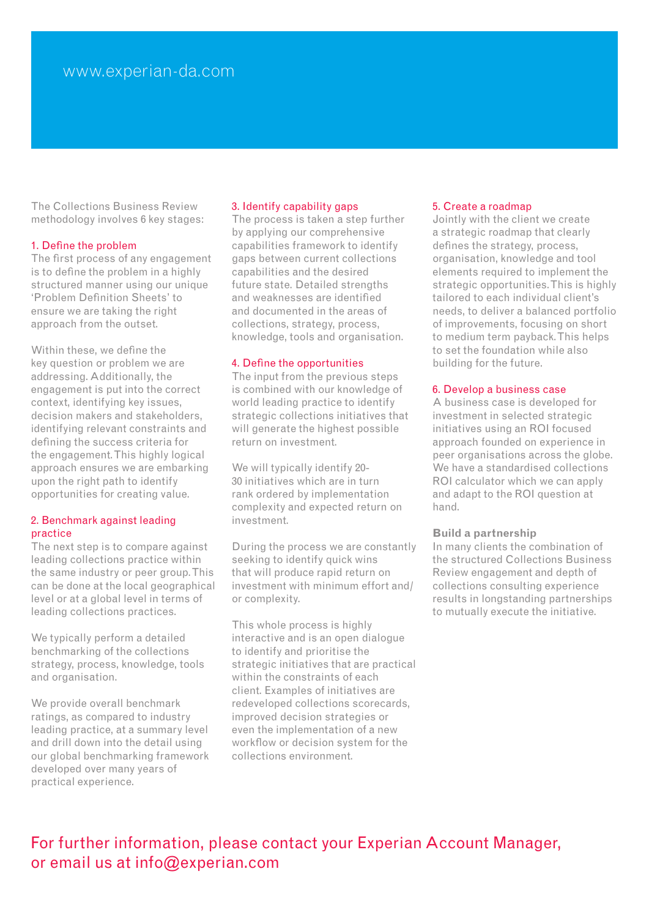www.experian-da.com

The Collections Business Review methodology involves 6 key stages:

### 1. Define the problem

The first process of any engagement is to define the problem in a highly structured manner using our unique 'Problem Definition Sheets' to ensure we are taking the right approach from the outset.

Within these, we define the key question or problem we are addressing. Additionally, the engagement is put into the correct context, identifying key issues, decision makers and stakeholders, identifying relevant constraints and defining the success criteria for the engagement. This highly logical approach ensures we are embarking upon the right path to identify opportunities for creating value.

### 2. Benchmark against leading practice

The next step is to compare against leading collections practice within the same industry or peer group. This can be done at the local geographical level or at a global level in terms of leading collections practices.

We typically perform a detailed benchmarking of the collections strategy, process, knowledge, tools and organisation.

We provide overall benchmark ratings, as compared to industry leading practice, at a summary level and drill down into the detail using our global benchmarking framework developed over many years of practical experience.

### 3. Identify capability gaps

The process is taken a step further by applying our comprehensive capabilities framework to identify gaps between current collections capabilities and the desired future state. Detailed strengths and weaknesses are identified and documented in the areas of collections, strategy, process, knowledge, tools and organisation.

### 4. Define the opportunities

The input from the previous steps is combined with our knowledge of world leading practice to identify strategic collections initiatives that will generate the highest possible return on investment.

We will typically identify 20-30 initiatives which are in turn rank ordered by implementation complexity and expected return on investment.

During the process we are constantly seeking to identify quick wins that will produce rapid return on investment with minimum effort and/or complexity.

This whole process is highly interactive and is an open dialogue to identify and prioritise the strategic initiatives that are practical within the constraints of each client. Examples of initiatives are redeveloped collections scorecards, improved decision strategies or even the implementation of a new workflow or decision system for the collections environment.

### 5. Create a roadmap

Jointly with the client we create a strategic roadmap that clearly defines the strategy, process, organisation, knowledge and tool elements required to implement the strategic opportunities. This is highly tailored to each individual client's needs, to deliver a balanced portfolio of improvements, focusing on short to medium term payback. This helps to set the foundation while also building for the future.

### 6. Develop a business case

A business case is developed for investment in selected strategic initiatives using an ROI focused approach founded on experience in peer organisations across the globe. We have a standardised collections ROI calculator which we can apply and adapt to the ROI question at hand.

**Build a partnership**

In many clients the combination of the structured Collections Business Review engagement and depth of collections consulting experience results in longstanding partnerships to mutually execute the initiative.

For further information, please contact your Experian Account Manager, or email us at info@experian.com